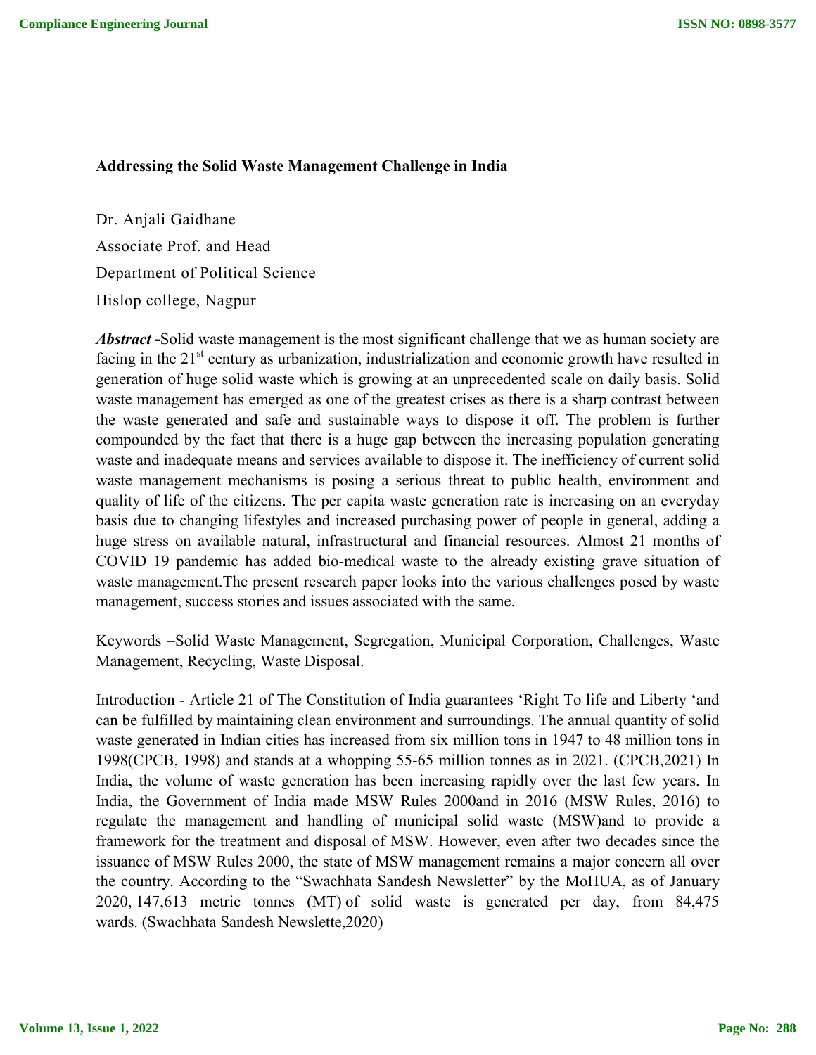**Addressing the Solid Waste Management Challenge in India**

Dr. Anjali Gaidhane
Associate Prof. and Head
Department of Political Science
Hislop college, Nagpur

***Abstract*** **-**Solid waste management is the most significant challenge that we as human society are facing in the 21st century as urbanization, industrialization and economic growth have resulted in generation of huge solid waste which is growing at an unprecedented scale on daily basis. Solid waste management has emerged as one of the greatest crises as there is a sharp contrast between the waste generated and safe and sustainable ways to dispose it off. The problem is further compounded by the fact that there is a huge gap between the increasing population generating waste and inadequate means and services available to dispose it. The inefficiency of current solid waste management mechanisms is posing a serious threat to public health, environment and quality of life of the citizens. The per capita waste generation rate is increasing on an everyday basis due to changing lifestyles and increased purchasing power of people in general, adding a huge stress on available natural, infrastructural and financial resources. Almost 21 months of COVID 19 pandemic has added bio-medical waste to the already existing grave situation of waste management.The present research paper looks into the various challenges posed by waste management, success stories and issues associated with the same.

Keywords –Solid Waste Management, Segregation, Municipal Corporation, Challenges, Waste Management, Recycling, Waste Disposal.

Introduction - Article 21 of The Constitution of India guarantees 'Right To life and Liberty 'and can be fulfilled by maintaining clean environment and surroundings. The annual quantity of solid waste generated in Indian cities has increased from six million tons in 1947 to 48 million tons in 1998(CPCB, 1998) and stands at a whopping 55-65 million tonnes as in 2021. (CPCB,2021) In India, the volume of waste generation has been increasing rapidly over the last few years. In India, the Government of India made MSW Rules 2000and in 2016 (MSW Rules, 2016) to regulate the management and handling of municipal solid waste (MSW)and to provide a framework for the treatment and disposal of MSW. However, even after two decades since the issuance of MSW Rules 2000, the state of MSW management remains a major concern all over the country. According to the "Swachhata Sandesh Newsletter" by the MoHUA, as of January 2020, 147,613 metric tonnes (MT) of solid waste is generated per day, from 84,475 wards. (Swachhata Sandesh Newslette,2020)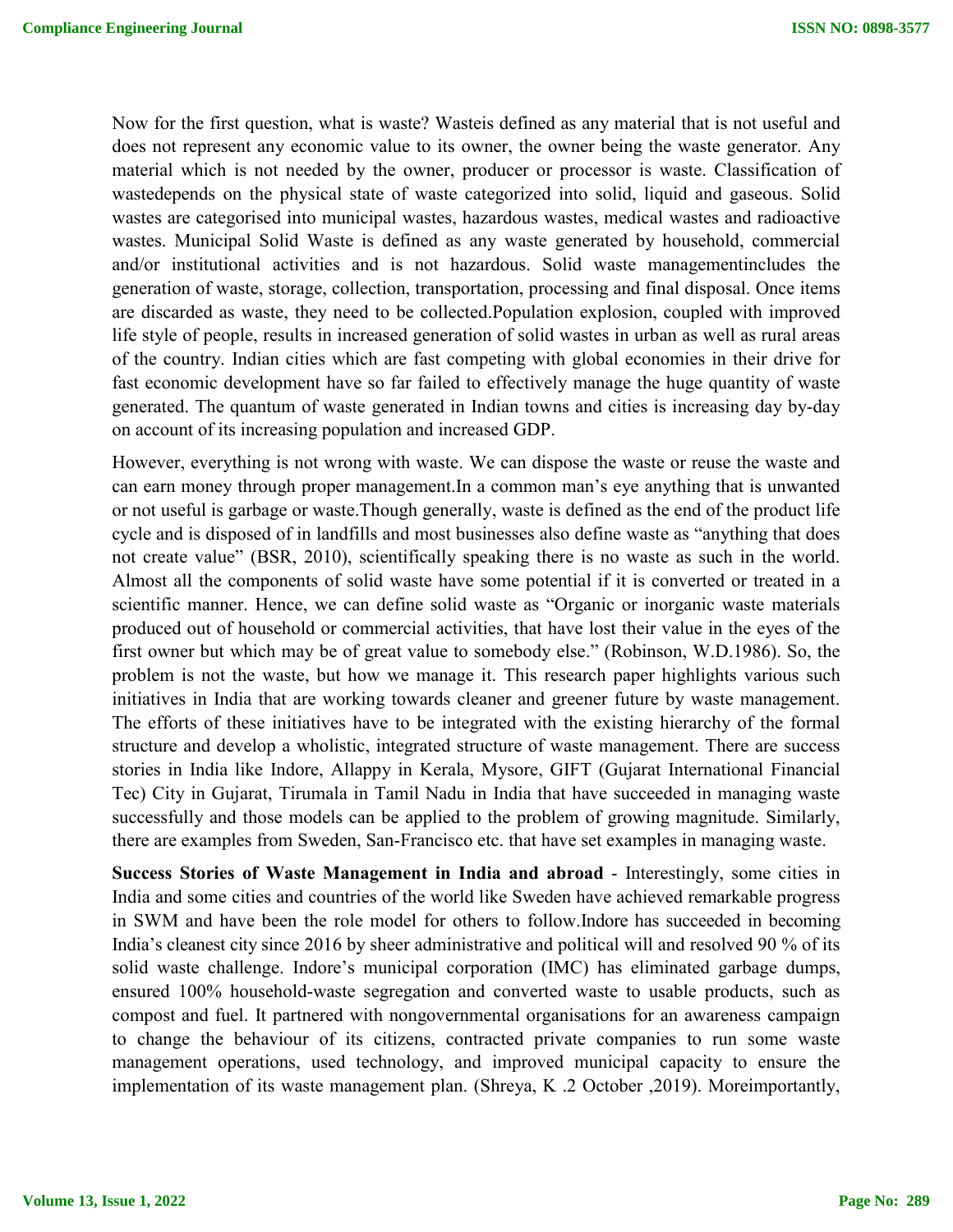Now for the first question, what is waste? Wasteis defined as any material that is not useful and does not represent any economic value to its owner, the owner being the waste generator. Any material which is not needed by the owner, producer or processor is waste. Classification of wastedepends on the physical state of waste categorized into solid, liquid and gaseous. Solid wastes are categorised into municipal wastes, hazardous wastes, medical wastes and radioactive wastes. Municipal Solid Waste is defined as any waste generated by household, commercial and/or institutional activities and is not hazardous. Solid waste managementincludes the generation of waste, storage, collection, transportation, processing and final disposal. Once items are discarded as waste, they need to be collected.Population explosion, coupled with improved life style of people, results in increased generation of solid wastes in urban as well as rural areas of the country. Indian cities which are fast competing with global economies in their drive for fast economic development have so far failed to effectively manage the huge quantity of waste generated. The quantum of waste generated in Indian towns and cities is increasing day by-day on account of its increasing population and increased GDP.

However, everything is not wrong with waste. We can dispose the waste or reuse the waste and can earn money through proper management.In a common man's eye anything that is unwanted or not useful is garbage or waste.Though generally, waste is defined as the end of the product life cycle and is disposed of in landfills and most businesses also define waste as "anything that does not create value" (BSR, 2010), scientifically speaking there is no waste as such in the world. Almost all the components of solid waste have some potential if it is converted or treated in a scientific manner. Hence, we can define solid waste as "Organic or inorganic waste materials produced out of household or commercial activities, that have lost their value in the eyes of the first owner but which may be of great value to somebody else." (Robinson, W.D.1986). So, the problem is not the waste, but how we manage it. This research paper highlights various such initiatives in India that are working towards cleaner and greener future by waste management. The efforts of these initiatives have to be integrated with the existing hierarchy of the formal structure and develop a wholistic, integrated structure of waste management. There are success stories in India like Indore, Allappy in Kerala, Mysore, GIFT (Gujarat International Financial Tec) City in Gujarat, Tirumala in Tamil Nadu in India that have succeeded in managing waste successfully and those models can be applied to the problem of growing magnitude. Similarly, there are examples from Sweden, San-Francisco etc. that have set examples in managing waste.

**Success Stories of Waste Management in India and abroad** - Interestingly, some cities in India and some cities and countries of the world like Sweden have achieved remarkable progress in SWM and have been the role model for others to follow.Indore has succeeded in becoming India's cleanest city since 2016 by sheer administrative and political will and resolved 90 % of its solid waste challenge. Indore's municipal corporation (IMC) has eliminated garbage dumps, ensured 100% household-waste segregation and converted waste to usable products, such as compost and fuel. It partnered with nongovernmental organisations for an awareness campaign to change the behaviour of its citizens, contracted private companies to run some waste management operations, used technology, and improved municipal capacity to ensure the implementation of its waste management plan. (Shreya, K .2 October ,2019). Moreimportantly,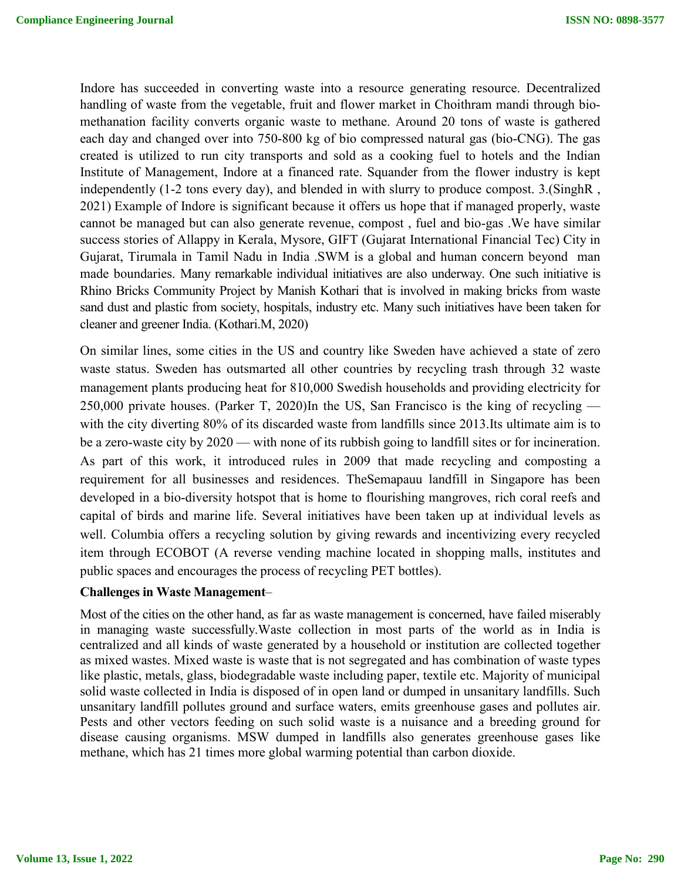Indore has succeeded in converting waste into a resource generating resource. Decentralized handling of waste from the vegetable, fruit and flower market in Choithram mandi through bio-methanation facility converts organic waste to methane. Around 20 tons of waste is gathered each day and changed over into 750-800 kg of bio compressed natural gas (bio-CNG). The gas created is utilized to run city transports and sold as a cooking fuel to hotels and the Indian Institute of Management, Indore at a financed rate. Squander from the flower industry is kept independently (1-2 tons every day), and blended in with slurry to produce compost. 3.(SinghR , 2021) Example of Indore is significant because it offers us hope that if managed properly, waste cannot be managed but can also generate revenue, compost , fuel and bio-gas .We have similar success stories of Allappy in Kerala, Mysore, GIFT (Gujarat International Financial Tec) City in Gujarat, Tirumala in Tamil Nadu in India .SWM is a global and human concern beyond man made boundaries. Many remarkable individual initiatives are also underway. One such initiative is Rhino Bricks Community Project by Manish Kothari that is involved in making bricks from waste sand dust and plastic from society, hospitals, industry etc. Many such initiatives have been taken for cleaner and greener India. (Kothari.M, 2020)

On similar lines, some cities in the US and country like Sweden have achieved a state of zero waste status. Sweden has outsmarted all other countries by recycling trash through 32 waste management plants producing heat for 810,000 Swedish households and providing electricity for 250,000 private houses. (Parker T, 2020)In the US, San Francisco is the king of recycling — with the city diverting 80% of its discarded waste from landfills since 2013.Its ultimate aim is to be a zero-waste city by 2020 — with none of its rubbish going to landfill sites or for incineration. As part of this work, it introduced rules in 2009 that made recycling and composting a requirement for all businesses and residences. TheSemapauu landfill in Singapore has been developed in a bio-diversity hotspot that is home to flourishing mangroves, rich coral reefs and capital of birds and marine life. Several initiatives have been taken up at individual levels as well. Columbia offers a recycling solution by giving rewards and incentivizing every recycled item through ECOBOT (A reverse vending machine located in shopping malls, institutes and public spaces and encourages the process of recycling PET bottles).

**Challenges in Waste Management**–

Most of the cities on the other hand, as far as waste management is concerned, have failed miserably in managing waste successfully.Waste collection in most parts of the world as in India is centralized and all kinds of waste generated by a household or institution are collected together as mixed wastes. Mixed waste is waste that is not segregated and has combination of waste types like plastic, metals, glass, biodegradable waste including paper, textile etc. Majority of municipal solid waste collected in India is disposed of in open land or dumped in unsanitary landfills. Such unsanitary landfill pollutes ground and surface waters, emits greenhouse gases and pollutes air. Pests and other vectors feeding on such solid waste is a nuisance and a breeding ground for disease causing organisms. MSW dumped in landfills also generates greenhouse gases like methane, which has 21 times more global warming potential than carbon dioxide.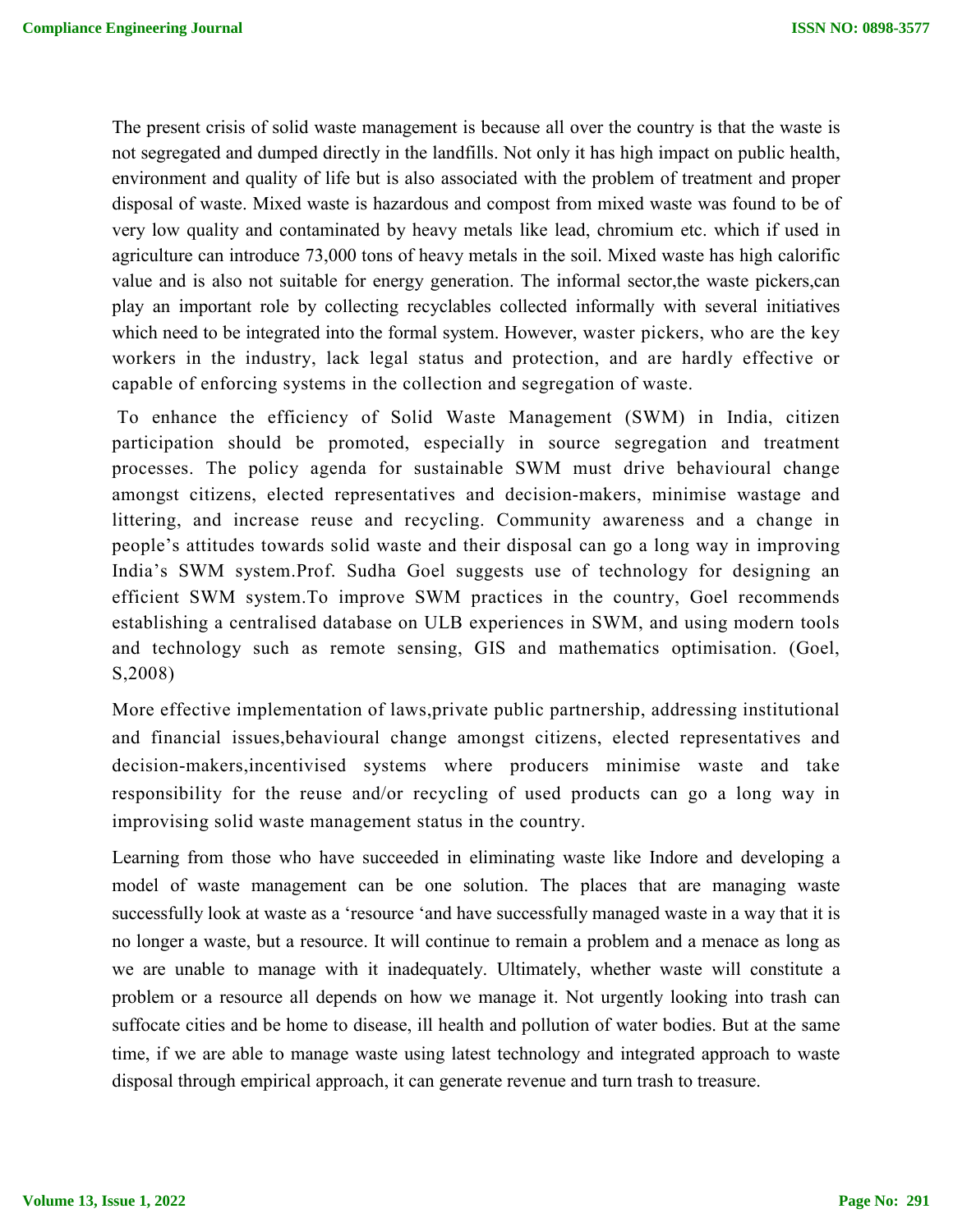The present crisis of solid waste management is because all over the country is that the waste is not segregated and dumped directly in the landfills. Not only it has high impact on public health, environment and quality of life but is also associated with the problem of treatment and proper disposal of waste. Mixed waste is hazardous and compost from mixed waste was found to be of very low quality and contaminated by heavy metals like lead, chromium etc. which if used in agriculture can introduce 73,000 tons of heavy metals in the soil. Mixed waste has high calorific value and is also not suitable for energy generation. The informal sector,the waste pickers,can play an important role by collecting recyclables collected informally with several initiatives which need to be integrated into the formal system. However, waster pickers, who are the key workers in the industry, lack legal status and protection, and are hardly effective or capable of enforcing systems in the collection and segregation of waste.

To enhance the efficiency of Solid Waste Management (SWM) in India, citizen participation should be promoted, especially in source segregation and treatment processes. The policy agenda for sustainable SWM must drive behavioural change amongst citizens, elected representatives and decision-makers, minimise wastage and littering, and increase reuse and recycling. Community awareness and a change in people's attitudes towards solid waste and their disposal can go a long way in improving India's SWM system.Prof. Sudha Goel suggests use of technology for designing an efficient SWM system.To improve SWM practices in the country, Goel recommends establishing a centralised database on ULB experiences in SWM, and using modern tools and technology such as remote sensing, GIS and mathematics optimisation. (Goel, S,2008)

More effective implementation of laws,private public partnership, addressing institutional and financial issues,behavioural change amongst citizens, elected representatives and decision-makers,incentivised systems where producers minimise waste and take responsibility for the reuse and/or recycling of used products can go a long way in improvising solid waste management status in the country.

Learning from those who have succeeded in eliminating waste like Indore and developing a model of waste management can be one solution. The places that are managing waste successfully look at waste as a 'resource 'and have successfully managed waste in a way that it is no longer a waste, but a resource. It will continue to remain a problem and a menace as long as we are unable to manage with it inadequately. Ultimately, whether waste will constitute a problem or a resource all depends on how we manage it. Not urgently looking into trash can suffocate cities and be home to disease, ill health and pollution of water bodies. But at the same time, if we are able to manage waste using latest technology and integrated approach to waste disposal through empirical approach, it can generate revenue and turn trash to treasure.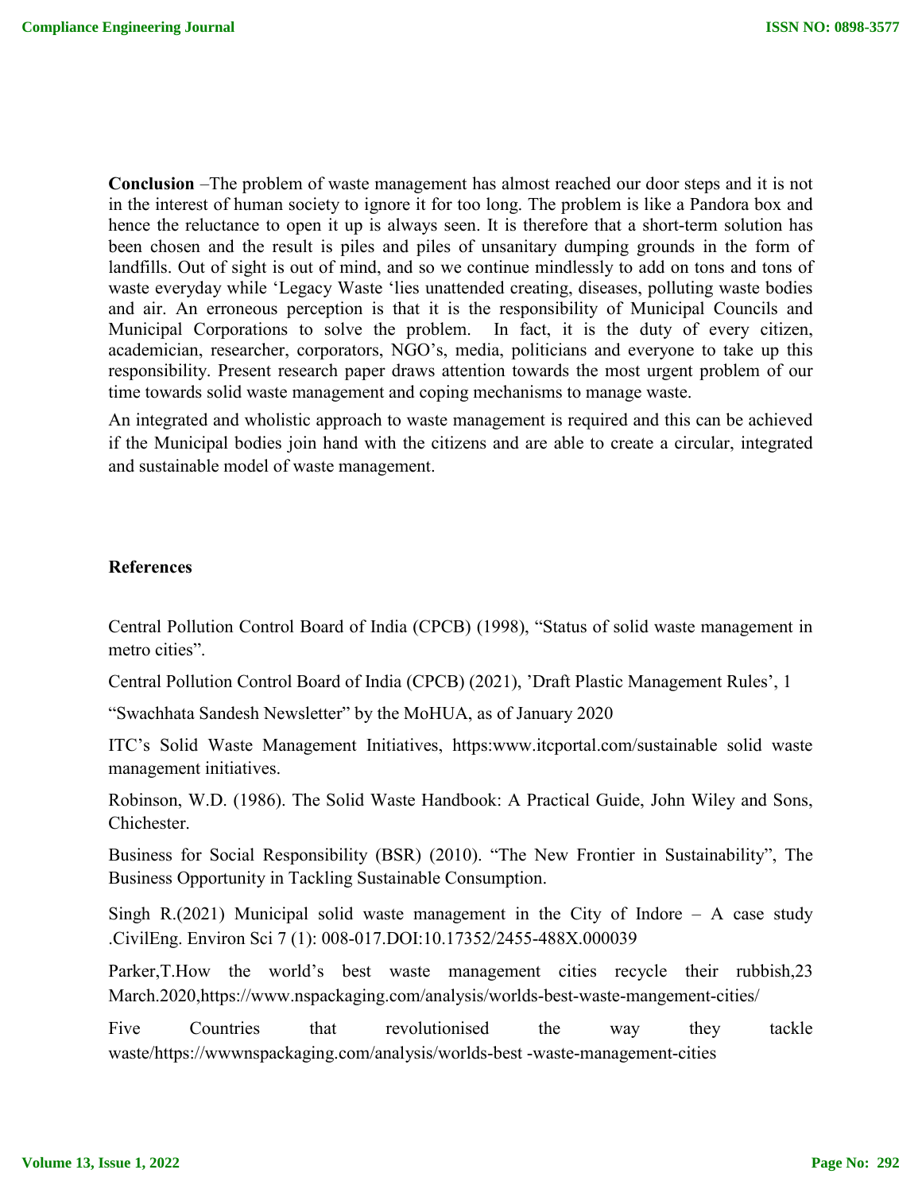**Conclusion** –The problem of waste management has almost reached our door steps and it is not in the interest of human society to ignore it for too long. The problem is like a Pandora box and hence the reluctance to open it up is always seen. It is therefore that a short-term solution has been chosen and the result is piles and piles of unsanitary dumping grounds in the form of landfills. Out of sight is out of mind, and so we continue mindlessly to add on tons and tons of waste everyday while 'Legacy Waste 'lies unattended creating, diseases, polluting waste bodies and air. An erroneous perception is that it is the responsibility of Municipal Councils and Municipal Corporations to solve the problem. In fact, it is the duty of every citizen, academician, researcher, corporators, NGO's, media, politicians and everyone to take up this responsibility. Present research paper draws attention towards the most urgent problem of our time towards solid waste management and coping mechanisms to manage waste.

An integrated and wholistic approach to waste management is required and this can be achieved if the Municipal bodies join hand with the citizens and are able to create a circular, integrated and sustainable model of waste management.

## References

Central Pollution Control Board of India (CPCB) (1998), "Status of solid waste management in metro cities".

Central Pollution Control Board of India (CPCB) (2021), 'Draft Plastic Management Rules', 1

"Swachhata Sandesh Newsletter" by the MoHUA, as of January 2020

ITC's Solid Waste Management Initiatives, https:www.itcportal.com/sustainable solid waste management initiatives.

Robinson, W.D. (1986). The Solid Waste Handbook: A Practical Guide, John Wiley and Sons, Chichester.

Business for Social Responsibility (BSR) (2010). "The New Frontier in Sustainability", The Business Opportunity in Tackling Sustainable Consumption.

Singh R.(2021) Municipal solid waste management in the City of Indore – A case study .CivilEng. Environ Sci 7 (1): 008-017.DOI:10.17352/2455-488X.000039

Parker,T.How the world's best waste management cities recycle their rubbish,23 March.2020,https://www.nspackaging.com/analysis/worlds-best-waste-mangement-cities/

Five Countries that revolutionised the way they tackle waste/https://wwwnspackaging.com/analysis/worlds-best -waste-management-cities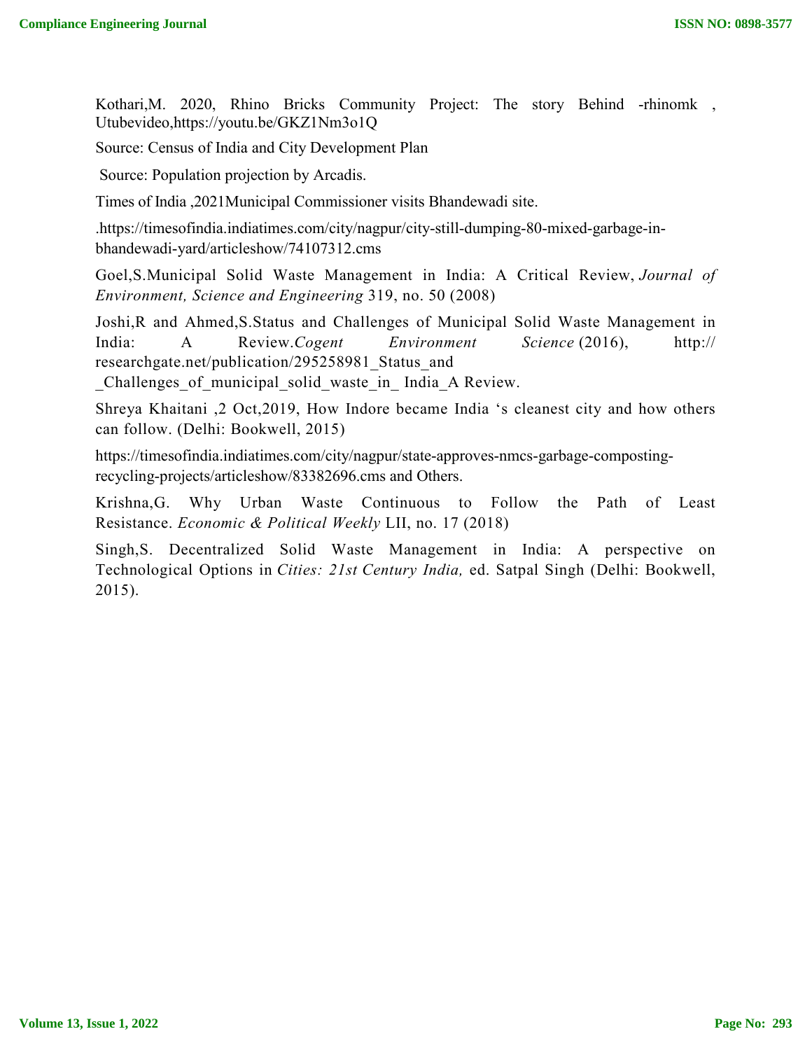Kothari,M. 2020, Rhino Bricks Community Project: The story Behind -rhinomk , Utubevideo,https://youtu.be/GKZ1Nm3o1Q

Source: Census of India and City Development Plan

Source: Population projection by Arcadis.

Times of India ,2021Municipal Commissioner visits Bhandewadi site.

.https://timesofindia.indiatimes.com/city/nagpur/city-still-dumping-80-mixed-garbage-in-bhandewadi-yard/articleshow/74107312.cms

Goel,S.Municipal Solid Waste Management in India: A Critical Review, *Journal of Environment, Science and Engineering* 319, no. 50 (2008)

Joshi,R and Ahmed,S.Status and Challenges of Municipal Solid Waste Management in India: A Review.*Cogent Environment Science* (2016), http:// researchgate.net/publication/295258981_Status_and _Challenges_of_municipal_solid_waste_in_ India_A Review.

Shreya Khaitani ,2 Oct,2019, How Indore became India 's cleanest city and how others can follow. (Delhi: Bookwell, 2015)

https://timesofindia.indiatimes.com/city/nagpur/state-approves-nmcs-garbage-composting-recycling-projects/articleshow/83382696.cms and Others.

Krishna,G. Why Urban Waste Continuous to Follow the Path of Least Resistance. *Economic & Political Weekly* LII, no. 17 (2018)

Singh,S. Decentralized Solid Waste Management in India: A perspective on Technological Options in *Cities: 21st Century India,* ed. Satpal Singh (Delhi: Bookwell, 2015).